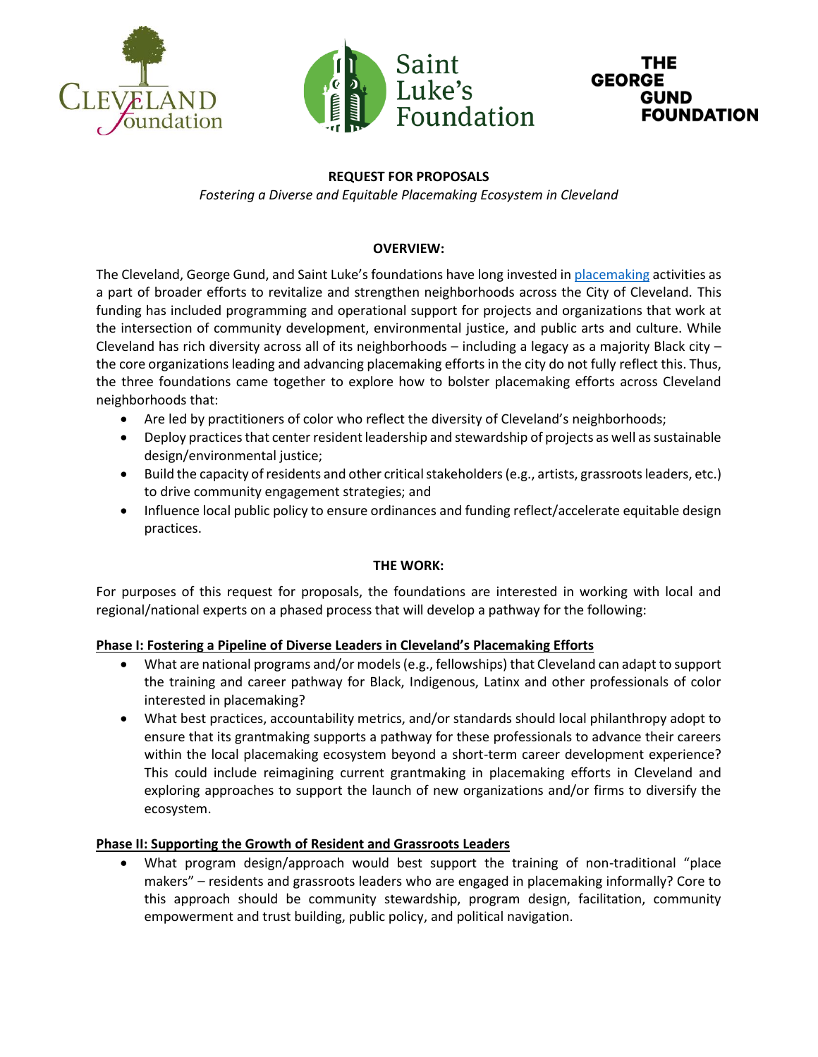**REQUEST FOR PROPOSALS**

*Fostering a Diverse and Equitable Placemaking Ecosystem in Cleveland*

**OVERVIEW:**

The Cleveland, George Gund, and Saint Luke's foundations have long invested in placemaking activities as a part of broader efforts to revitalize and strengthen neighborhoods across the City of Cleveland. This funding has included programming and operational support for projects and organizations that work at the intersection of community development, environmental justice, and public arts and culture. While Cleveland has rich diversity across all of its neighborhoods – including a legacy as a majority Black city – the core organizations leading and advancing placemaking efforts in the city do not fully reflect this. Thus, the three foundations came together to explore how to bolster placemaking efforts across Cleveland neighborhoods that:

- Are led by practitioners of color who reflect the diversity of Cleveland's neighborhoods;
- Deploy practices that center resident leadership and stewardship of projects as well as sustainable design/environmental justice;
- Build the capacity of residents and other critical stakeholders (e.g., artists, grassroots leaders, etc.) to drive community engagement strategies; and
- Influence local public policy to ensure ordinances and funding reflect/accelerate equitable design practices.

**THE WORK:**

For purposes of this request for proposals, the foundations are interested in working with local and regional/national experts on a phased process that will develop a pathway for the following:

**Phase I: Fostering a Pipeline of Diverse Leaders in Cleveland's Placemaking Efforts**

- What are national programs and/or models (e.g., fellowships) that Cleveland can adapt to support the training and career pathway for Black, Indigenous, Latinx and other professionals of color interested in placemaking?
- What best practices, accountability metrics, and/or standards should local philanthropy adopt to ensure that its grantmaking supports a pathway for these professionals to advance their careers within the local placemaking ecosystem beyond a short-term career development experience? This could include reimagining current grantmaking in placemaking efforts in Cleveland and exploring approaches to support the launch of new organizations and/or firms to diversify the ecosystem.

**Phase II: Supporting the Growth of Resident and Grassroots Leaders**

- What program design/approach would best support the training of non-traditional "place makers" – residents and grassroots leaders who are engaged in placemaking informally? Core to this approach should be community stewardship, program design, facilitation, community empowerment and trust building, public policy, and political navigation.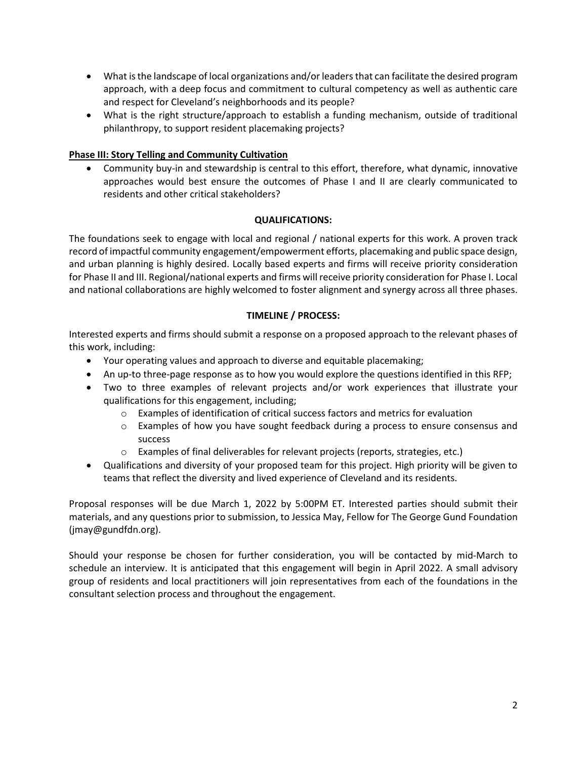- What is the landscape of local organizations and/or leaders that can facilitate the desired program approach, with a deep focus and commitment to cultural competency as well as authentic care and respect for Cleveland's neighborhoods and its people?
- What is the right structure/approach to establish a funding mechanism, outside of traditional philanthropy, to support resident placemaking projects?

**Phase III: Story Telling and Community Cultivation**

- Community buy-in and stewardship is central to this effort, therefore, what dynamic, innovative approaches would best ensure the outcomes of Phase I and II are clearly communicated to residents and other critical stakeholders?

## QUALIFICATIONS:

The foundations seek to engage with local and regional / national experts for this work. A proven track record of impactful community engagement/empowerment efforts, placemaking and public space design, and urban planning is highly desired. Locally based experts and firms will receive priority consideration for Phase II and III. Regional/national experts and firms will receive priority consideration for Phase I. Local and national collaborations are highly welcomed to foster alignment and synergy across all three phases.

## TIMELINE / PROCESS:

Interested experts and firms should submit a response on a proposed approach to the relevant phases of this work, including:

- Your operating values and approach to diverse and equitable placemaking;
- An up-to three-page response as to how you would explore the questions identified in this RFP;
- Two to three examples of relevant projects and/or work experiences that illustrate your qualifications for this engagement, including;
    - Examples of identification of critical success factors and metrics for evaluation
    - Examples of how you have sought feedback during a process to ensure consensus and success
    - Examples of final deliverables for relevant projects (reports, strategies, etc.)
- Qualifications and diversity of your proposed team for this project. High priority will be given to teams that reflect the diversity and lived experience of Cleveland and its residents.

Proposal responses will be due March 1, 2022 by 5:00PM ET. Interested parties should submit their materials, and any questions prior to submission, to Jessica May, Fellow for The George Gund Foundation (jmay@gundfdn.org).

Should your response be chosen for further consideration, you will be contacted by mid-March to schedule an interview. It is anticipated that this engagement will begin in April 2022. A small advisory group of residents and local practitioners will join representatives from each of the foundations in the consultant selection process and throughout the engagement.